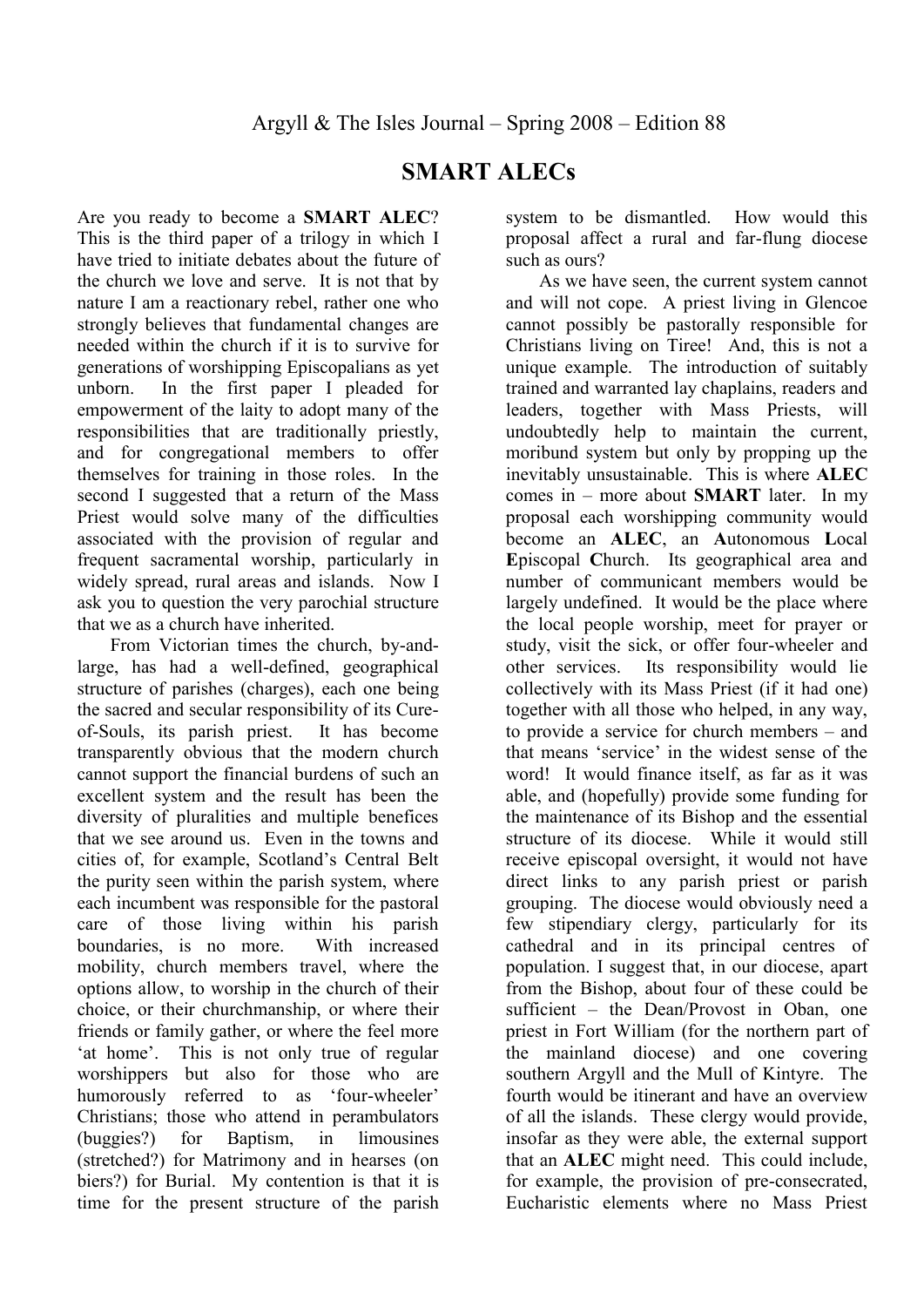Argyll & The Isles Journal – Spring 2008 – Edition 88

# SMART ALECs

Are you ready to become a **SMART ALEC**? This is the third paper of a trilogy in which I have tried to initiate debates about the future of the church we love and serve. It is not that by nature I am a reactionary rebel, rather one who strongly believes that fundamental changes are needed within the church if it is to survive for generations of worshipping Episcopalians as yet unborn. In the first paper I pleaded for empowerment of the laity to adopt many of the responsibilities that are traditionally priestly, and for congregational members to offer themselves for training in those roles. In the second I suggested that a return of the Mass Priest would solve many of the difficulties associated with the provision of regular and frequent sacramental worship, particularly in widely spread, rural areas and islands. Now I ask you to question the very parochial structure that we as a church have inherited.

From Victorian times the church, by-and-large, has had a well-defined, geographical structure of parishes (charges), each one being the sacred and secular responsibility of its Cure-of-Souls, its parish priest. It has become transparently obvious that the modern church cannot support the financial burdens of such an excellent system and the result has been the diversity of pluralities and multiple benefices that we see around us. Even in the towns and cities of, for example, Scotland's Central Belt the purity seen within the parish system, where each incumbent was responsible for the pastoral care of those living within his parish boundaries, is no more. With increased mobility, church members travel, where the options allow, to worship in the church of their choice, or their churchmanship, or where their friends or family gather, or where the feel more 'at home'. This is not only true of regular worshippers but also for those who are humorously referred to as 'four-wheeler' Christians; those who attend in perambulators (buggies?) for Baptism, in limousines (stretched?) for Matrimony and in hearses (on biers?) for Burial. My contention is that it is time for the present structure of the parish system to be dismantled. How would this proposal affect a rural and far-flung diocese such as ours?

As we have seen, the current system cannot and will not cope. A priest living in Glencoe cannot possibly be pastorally responsible for Christians living on Tiree! And, this is not a unique example. The introduction of suitably trained and warranted lay chaplains, readers and leaders, together with Mass Priests, will undoubtedly help to maintain the current, moribund system but only by propping up the inevitably unsustainable. This is where **ALEC** comes in – more about **SMART** later. In my proposal each worshipping community would become an **ALEC**, an **A**utonomous **L**ocal **E**piscopal **C**hurch. Its geographical area and number of communicant members would be largely undefined. It would be the place where the local people worship, meet for prayer or study, visit the sick, or offer four-wheeler and other services. Its responsibility would lie collectively with its Mass Priest (if it had one) together with all those who helped, in any way, to provide a service for church members – and that means 'service' in the widest sense of the word! It would finance itself, as far as it was able, and (hopefully) provide some funding for the maintenance of its Bishop and the essential structure of its diocese. While it would still receive episcopal oversight, it would not have direct links to any parish priest or parish grouping. The diocese would obviously need a few stipendiary clergy, particularly for its cathedral and in its principal centres of population. I suggest that, in our diocese, apart from the Bishop, about four of these could be sufficient – the Dean/Provost in Oban, one priest in Fort William (for the northern part of the mainland diocese) and one covering southern Argyll and the Mull of Kintyre. The fourth would be itinerant and have an overview of all the islands. These clergy would provide, insofar as they were able, the external support that an **ALEC** might need. This could include, for example, the provision of pre-consecrated, Eucharistic elements where no Mass Priest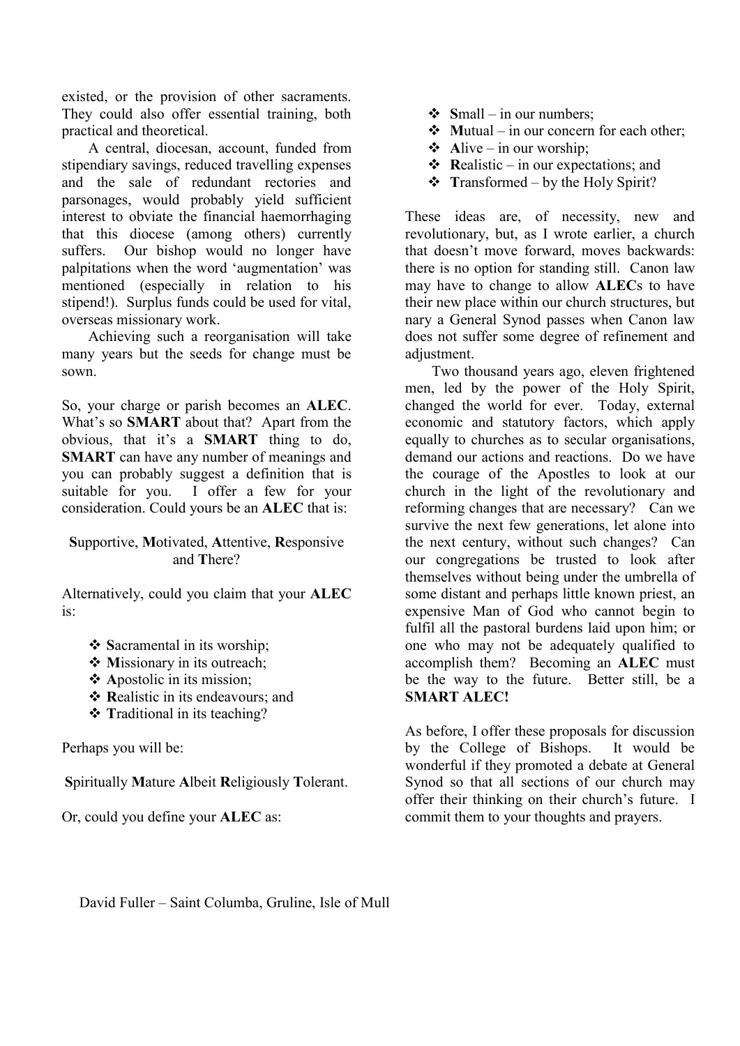existed, or the provision of other sacraments. They could also offer essential training, both practical and theoretical.

A central, diocesan, account, funded from stipendiary savings, reduced travelling expenses and the sale of redundant rectories and parsonages, would probably yield sufficient interest to obviate the financial haemorrhaging that this diocese (among others) currently suffers. Our bishop would no longer have palpitations when the word 'augmentation' was mentioned (especially in relation to his stipend!). Surplus funds could be used for vital, overseas missionary work.

Achieving such a reorganisation will take many years but the seeds for change must be sown.

So, your charge or parish becomes an **ALEC**. What's so **SMART** about that? Apart from the obvious, that it's a **SMART** thing to do, **SMART** can have any number of meanings and you can probably suggest a definition that is suitable for you. I offer a few for your consideration. Could yours be an **ALEC** that is:

**S**upportive, **M**otivated, **A**ttentive, **R**esponsive and **T**here?

Alternatively, could you claim that your **ALEC** is:

- **S**acramental in its worship;
- **M**issionary in its outreach;
- **A**postolic in its mission;
- **R**ealistic in its endeavours; and
- **T**raditional in its teaching?

Perhaps you will be:

**S**piritually **M**ature **A**lbeit **R**eligiously **T**olerant.

Or, could you define your **ALEC** as:

- **S**mall – in our numbers;
- **M**utual – in our concern for each other;
- **A**live – in our worship;
- **R**ealistic – in our expectations; and
- **T**ransformed – by the Holy Spirit?

These ideas are, of necessity, new and revolutionary, but, as I wrote earlier, a church that doesn't move forward, moves backwards: there is no option for standing still. Canon law may have to change to allow **ALEC**s to have their new place within our church structures, but nary a General Synod passes when Canon law does not suffer some degree of refinement and adjustment.

Two thousand years ago, eleven frightened men, led by the power of the Holy Spirit, changed the world for ever. Today, external economic and statutory factors, which apply equally to churches as to secular organisations, demand our actions and reactions. Do we have the courage of the Apostles to look at our church in the light of the revolutionary and reforming changes that are necessary? Can we survive the next few generations, let alone into the next century, without such changes? Can our congregations be trusted to look after themselves without being under the umbrella of some distant and perhaps little known priest, an expensive Man of God who cannot begin to fulfil all the pastoral burdens laid upon him; or one who may not be adequately qualified to accomplish them? Becoming an **ALEC** must be the way to the future. Better still, be a **SMART ALEC!**

As before, I offer these proposals for discussion by the College of Bishops. It would be wonderful if they promoted a debate at General Synod so that all sections of our church may offer their thinking on their church's future. I commit them to your thoughts and prayers.

David Fuller – Saint Columba, Gruline, Isle of Mull